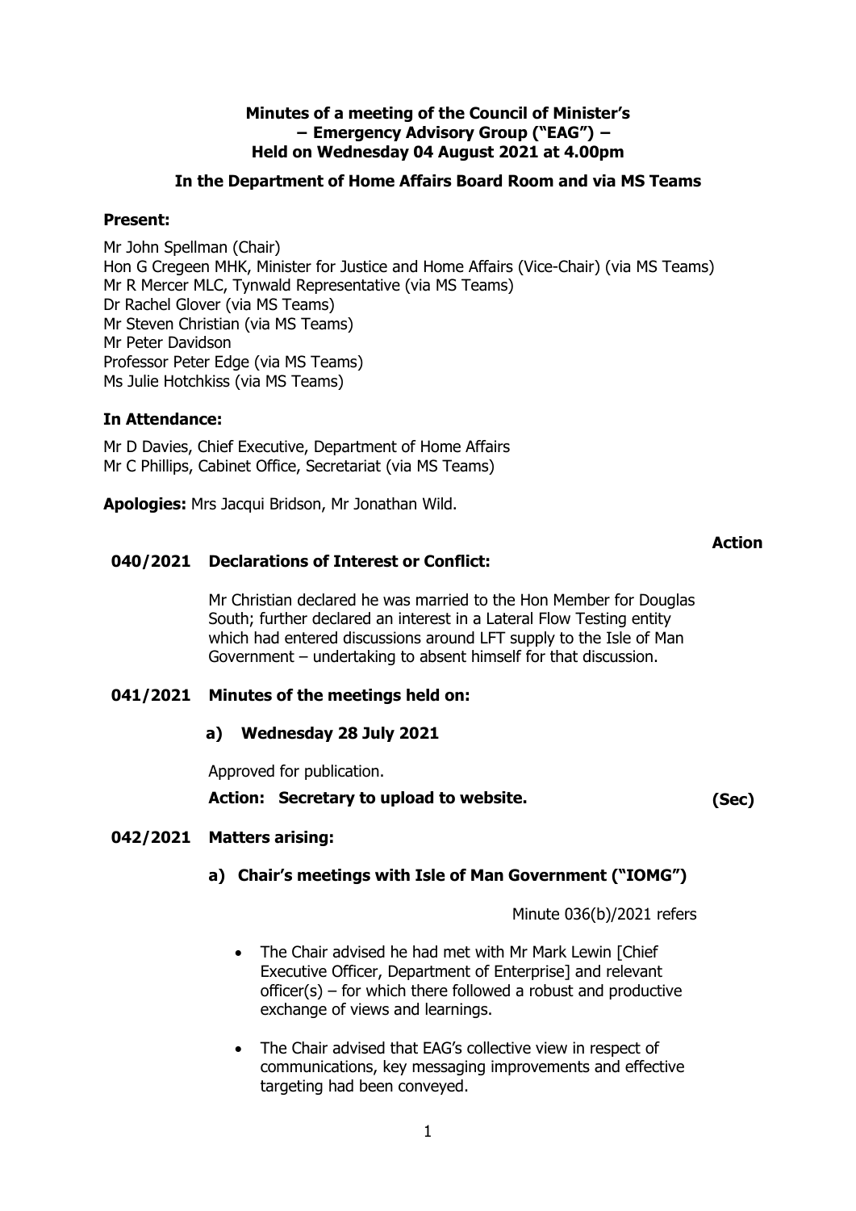**Minutes of a meeting of the Council of Minister's – Emergency Advisory Group ("EAG") – Held on Wednesday 04 August 2021 at 4.00pm**

**In the Department of Home Affairs Board Room and via MS Teams**

**Present:**

Mr John Spellman (Chair)
Hon G Cregeen MHK, Minister for Justice and Home Affairs (Vice-Chair) (via MS Teams)
Mr R Mercer MLC, Tynwald Representative (via MS Teams)
Dr Rachel Glover (via MS Teams)
Mr Steven Christian (via MS Teams)
Mr Peter Davidson
Professor Peter Edge (via MS Teams)
Ms Julie Hotchkiss (via MS Teams)

**In Attendance:**

Mr D Davies, Chief Executive, Department of Home Affairs
Mr C Phillips, Cabinet Office, Secretariat (via MS Teams)

**Apologies:** Mrs Jacqui Bridson, Mr Jonathan Wild.

**Action**

**040/2021 Declarations of Interest or Conflict:**

Mr Christian declared he was married to the Hon Member for Douglas South; further declared an interest in a Lateral Flow Testing entity which had entered discussions around LFT supply to the Isle of Man Government – undertaking to absent himself for that discussion.

**041/2021 Minutes of the meetings held on:**

**a) Wednesday 28 July 2021**

Approved for publication.

**Action: Secretary to upload to website.** **(Sec)**

**042/2021 Matters arising:**

**a) Chair's meetings with Isle of Man Government ("IOMG")**

Minute 036(b)/2021 refers

- The Chair advised he had met with Mr Mark Lewin [Chief Executive Officer, Department of Enterprise] and relevant officer(s) – for which there followed a robust and productive exchange of views and learnings.
- The Chair advised that EAG's collective view in respect of communications, key messaging improvements and effective targeting had been conveyed.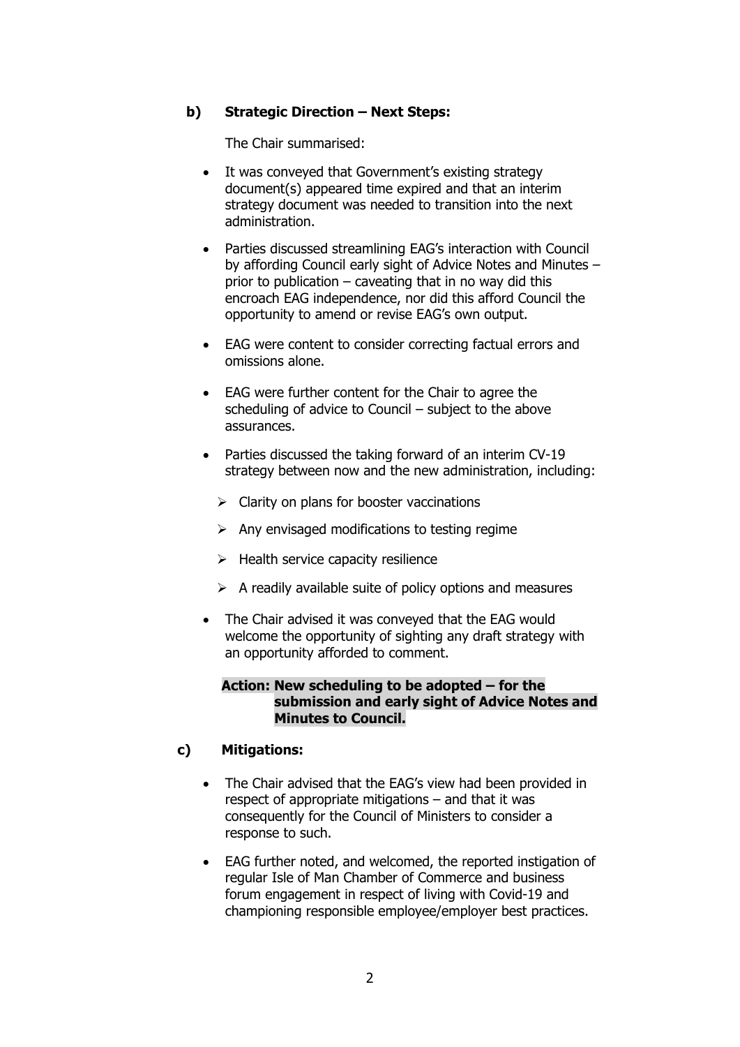**b) Strategic Direction – Next Steps:**

The Chair summarised:

- It was conveyed that Government's existing strategy document(s) appeared time expired and that an interim strategy document was needed to transition into the next administration.
- Parties discussed streamlining EAG's interaction with Council by affording Council early sight of Advice Notes and Minutes – prior to publication – caveating that in no way did this encroach EAG independence, nor did this afford Council the opportunity to amend or revise EAG's own output.
- EAG were content to consider correcting factual errors and omissions alone.
- EAG were further content for the Chair to agree the scheduling of advice to Council – subject to the above assurances.
- Parties discussed the taking forward of an interim CV-19 strategy between now and the new administration, including:
  - Clarity on plans for booster vaccinations
  - Any envisaged modifications to testing regime
  - Health service capacity resilience
  - A readily available suite of policy options and measures
- The Chair advised it was conveyed that the EAG would welcome the opportunity of sighting any draft strategy with an opportunity afforded to comment.

**Action: New scheduling to be adopted – for the submission and early sight of Advice Notes and Minutes to Council.**

**c) Mitigations:**

- The Chair advised that the EAG's view had been provided in respect of appropriate mitigations – and that it was consequently for the Council of Ministers to consider a response to such.
- EAG further noted, and welcomed, the reported instigation of regular Isle of Man Chamber of Commerce and business forum engagement in respect of living with Covid-19 and championing responsible employee/employer best practices.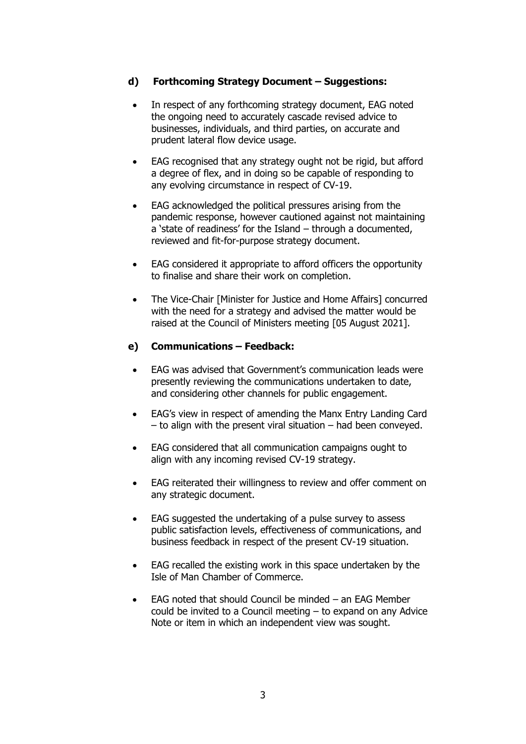### d) Forthcoming Strategy Document – Suggestions:

- In respect of any forthcoming strategy document, EAG noted the ongoing need to accurately cascade revised advice to businesses, individuals, and third parties, on accurate and prudent lateral flow device usage.
- EAG recognised that any strategy ought not be rigid, but afford a degree of flex, and in doing so be capable of responding to any evolving circumstance in respect of CV-19.
- EAG acknowledged the political pressures arising from the pandemic response, however cautioned against not maintaining a 'state of readiness' for the Island – through a documented, reviewed and fit-for-purpose strategy document.
- EAG considered it appropriate to afford officers the opportunity to finalise and share their work on completion.
- The Vice-Chair [Minister for Justice and Home Affairs] concurred with the need for a strategy and advised the matter would be raised at the Council of Ministers meeting [05 August 2021].

### e) Communications – Feedback:

- EAG was advised that Government's communication leads were presently reviewing the communications undertaken to date, and considering other channels for public engagement.
- EAG's view in respect of amending the Manx Entry Landing Card – to align with the present viral situation – had been conveyed.
- EAG considered that all communication campaigns ought to align with any incoming revised CV-19 strategy.
- EAG reiterated their willingness to review and offer comment on any strategic document.
- EAG suggested the undertaking of a pulse survey to assess public satisfaction levels, effectiveness of communications, and business feedback in respect of the present CV-19 situation.
- EAG recalled the existing work in this space undertaken by the Isle of Man Chamber of Commerce.
- EAG noted that should Council be minded – an EAG Member could be invited to a Council meeting – to expand on any Advice Note or item in which an independent view was sought.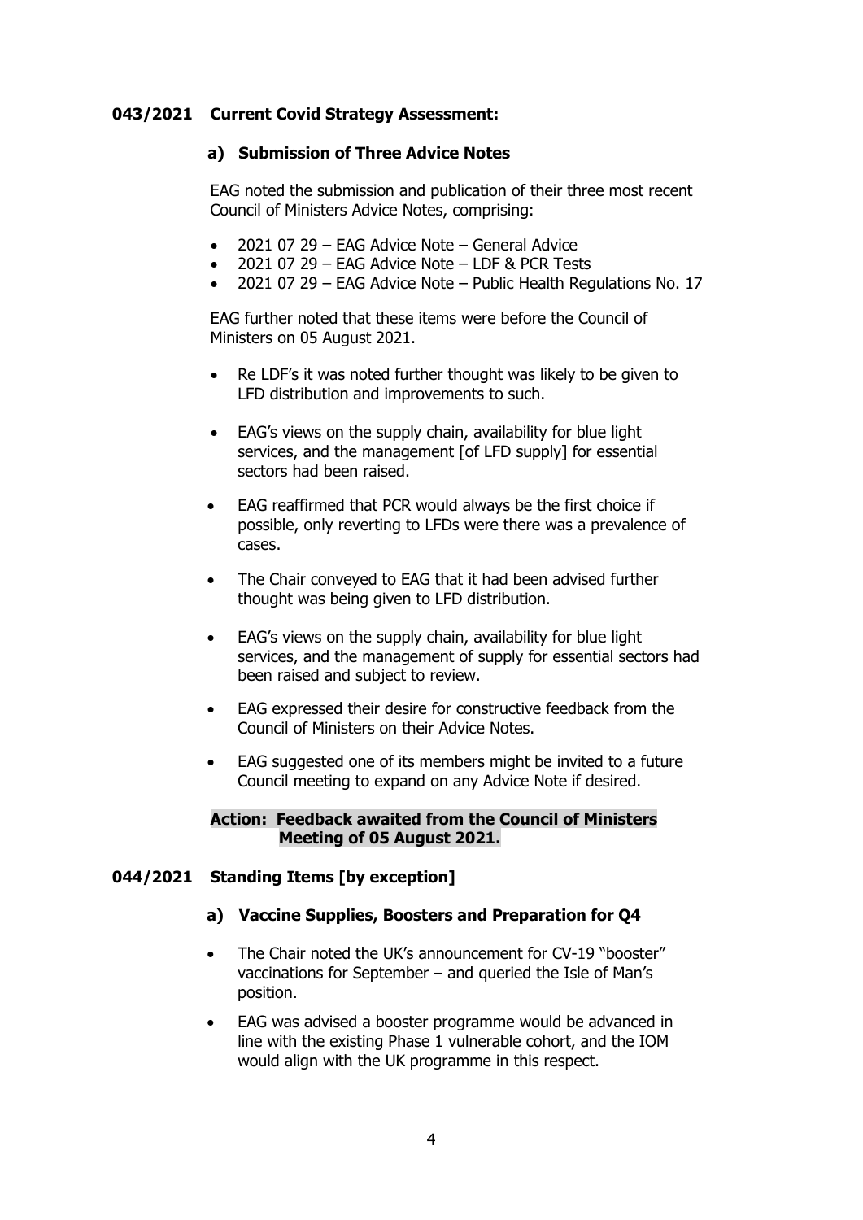**043/2021 Current Covid Strategy Assessment:**

**a) Submission of Three Advice Notes**

EAG noted the submission and publication of their three most recent Council of Ministers Advice Notes, comprising:

- 2021 07 29 – EAG Advice Note – General Advice
- 2021 07 29 – EAG Advice Note – LDF & PCR Tests
- 2021 07 29 – EAG Advice Note – Public Health Regulations No. 17

EAG further noted that these items were before the Council of Ministers on 05 August 2021.

- Re LDF's it was noted further thought was likely to be given to LFD distribution and improvements to such.
- EAG's views on the supply chain, availability for blue light services, and the management [of LFD supply] for essential sectors had been raised.
- EAG reaffirmed that PCR would always be the first choice if possible, only reverting to LFDs were there was a prevalence of cases.
- The Chair conveyed to EAG that it had been advised further thought was being given to LFD distribution.
- EAG's views on the supply chain, availability for blue light services, and the management of supply for essential sectors had been raised and subject to review.
- EAG expressed their desire for constructive feedback from the Council of Ministers on their Advice Notes.
- EAG suggested one of its members might be invited to a future Council meeting to expand on any Advice Note if desired.

**Action: Feedback awaited from the Council of Ministers Meeting of 05 August 2021.**

**044/2021 Standing Items [by exception]**

**a) Vaccine Supplies, Boosters and Preparation for Q4**

- The Chair noted the UK's announcement for CV-19 "booster" vaccinations for September – and queried the Isle of Man's position.
- EAG was advised a booster programme would be advanced in line with the existing Phase 1 vulnerable cohort, and the IOM would align with the UK programme in this respect.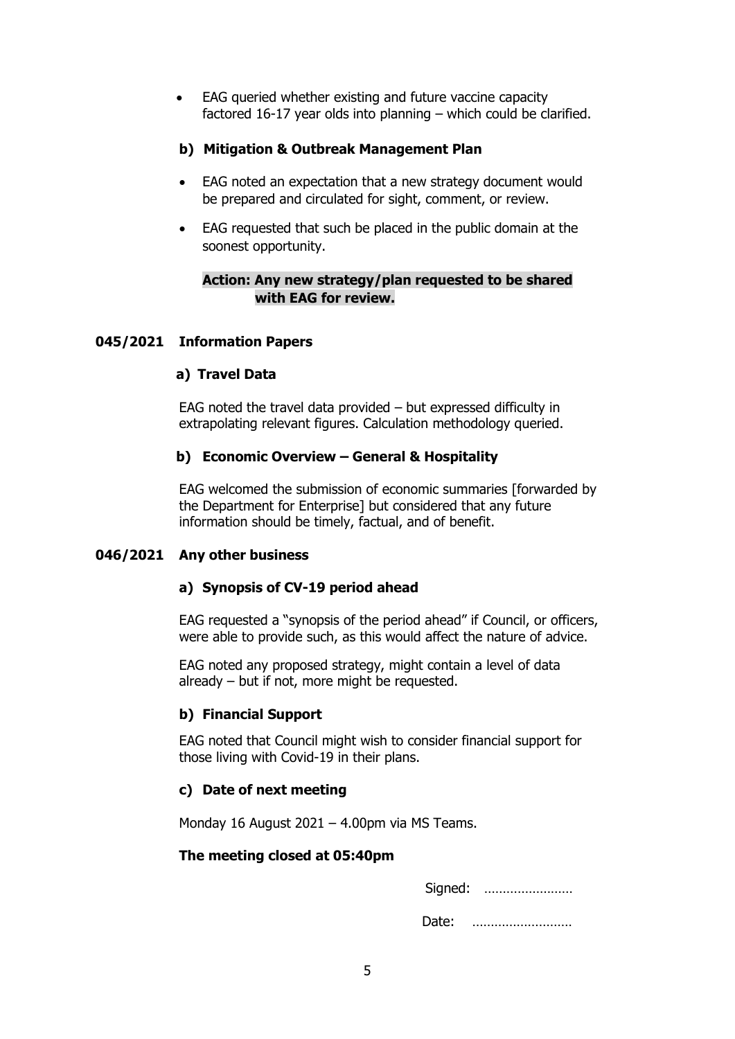- EAG queried whether existing and future vaccine capacity factored 16-17 year olds into planning – which could be clarified.

**b) Mitigation & Outbreak Management Plan**

- EAG noted an expectation that a new strategy document would be prepared and circulated for sight, comment, or review.
- EAG requested that such be placed in the public domain at the soonest opportunity.

**Action: Any new strategy/plan requested to be shared with EAG for review.**

## 045/2021 Information Papers

**a) Travel Data**

EAG noted the travel data provided – but expressed difficulty in extrapolating relevant figures. Calculation methodology queried.

**b) Economic Overview – General & Hospitality**

EAG welcomed the submission of economic summaries [forwarded by the Department for Enterprise] but considered that any future information should be timely, factual, and of benefit.

## 046/2021 Any other business

**a) Synopsis of CV-19 period ahead**

EAG requested a "synopsis of the period ahead" if Council, or officers, were able to provide such, as this would affect the nature of advice.

EAG noted any proposed strategy, might contain a level of data already – but if not, more might be requested.

**b) Financial Support**

EAG noted that Council might wish to consider financial support for those living with Covid-19 in their plans.

**c) Date of next meeting**

Monday 16 August 2021 – 4.00pm via MS Teams.

**The meeting closed at 05:40pm**

Signed: ……………………

Date: ………………………